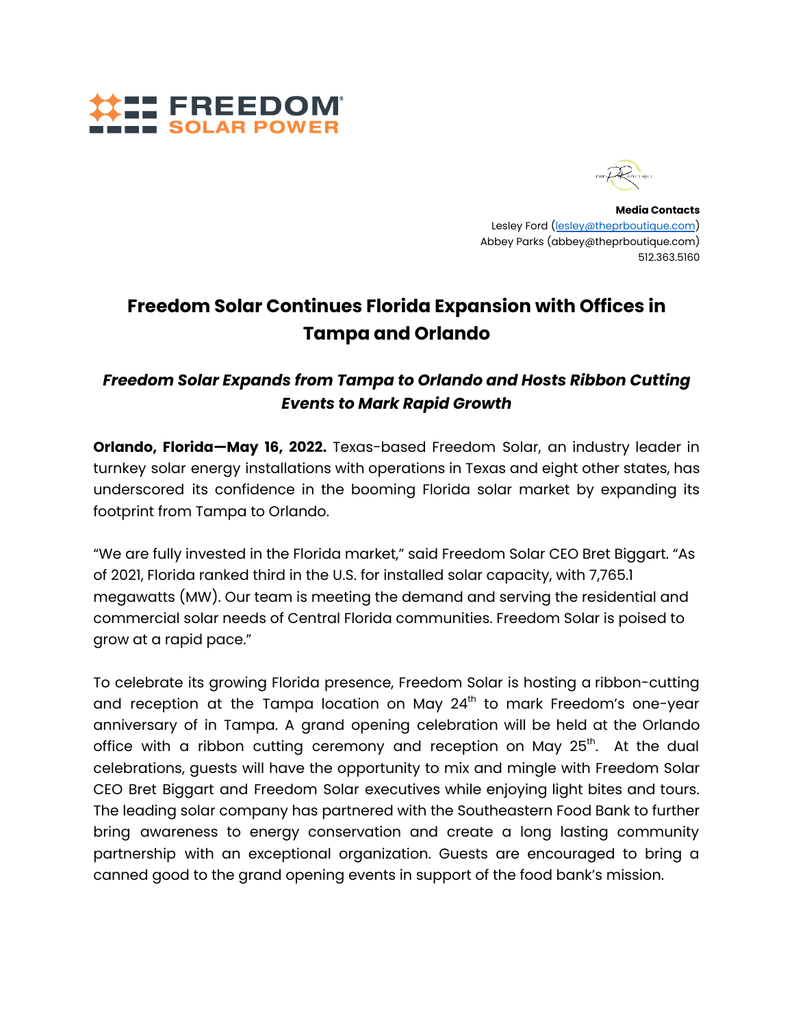FREEDOM SOLAR POWER

**Media Contacts**
Lesley Ford (lesley@theprboutique.com)
Abbey Parks (abbey@theprboutique.com)
512.363.5160

# Freedom Solar Continues Florida Expansion with Offices in Tampa and Orlando

## *Freedom Solar Expands from Tampa to Orlando and Hosts Ribbon Cutting Events to Mark Rapid Growth*

**Orlando, Florida—May 16, 2022.** Texas-based Freedom Solar, an industry leader in turnkey solar energy installations with operations in Texas and eight other states, has underscored its confidence in the booming Florida solar market by expanding its footprint from Tampa to Orlando.

"We are fully invested in the Florida market," said Freedom Solar CEO Bret Biggart. "As of 2021, Florida ranked third in the U.S. for installed solar capacity, with 7,765.1 megawatts (MW). Our team is meeting the demand and serving the residential and commercial solar needs of Central Florida communities. Freedom Solar is poised to grow at a rapid pace."

To celebrate its growing Florida presence, Freedom Solar is hosting a ribbon-cutting and reception at the Tampa location on May 24th to mark Freedom's one-year anniversary of in Tampa. A grand opening celebration will be held at the Orlando office with a ribbon cutting ceremony and reception on May 25th. At the dual celebrations, guests will have the opportunity to mix and mingle with Freedom Solar CEO Bret Biggart and Freedom Solar executives while enjoying light bites and tours. The leading solar company has partnered with the Southeastern Food Bank to further bring awareness to energy conservation and create a long lasting community partnership with an exceptional organization. Guests are encouraged to bring a canned good to the grand opening events in support of the food bank's mission.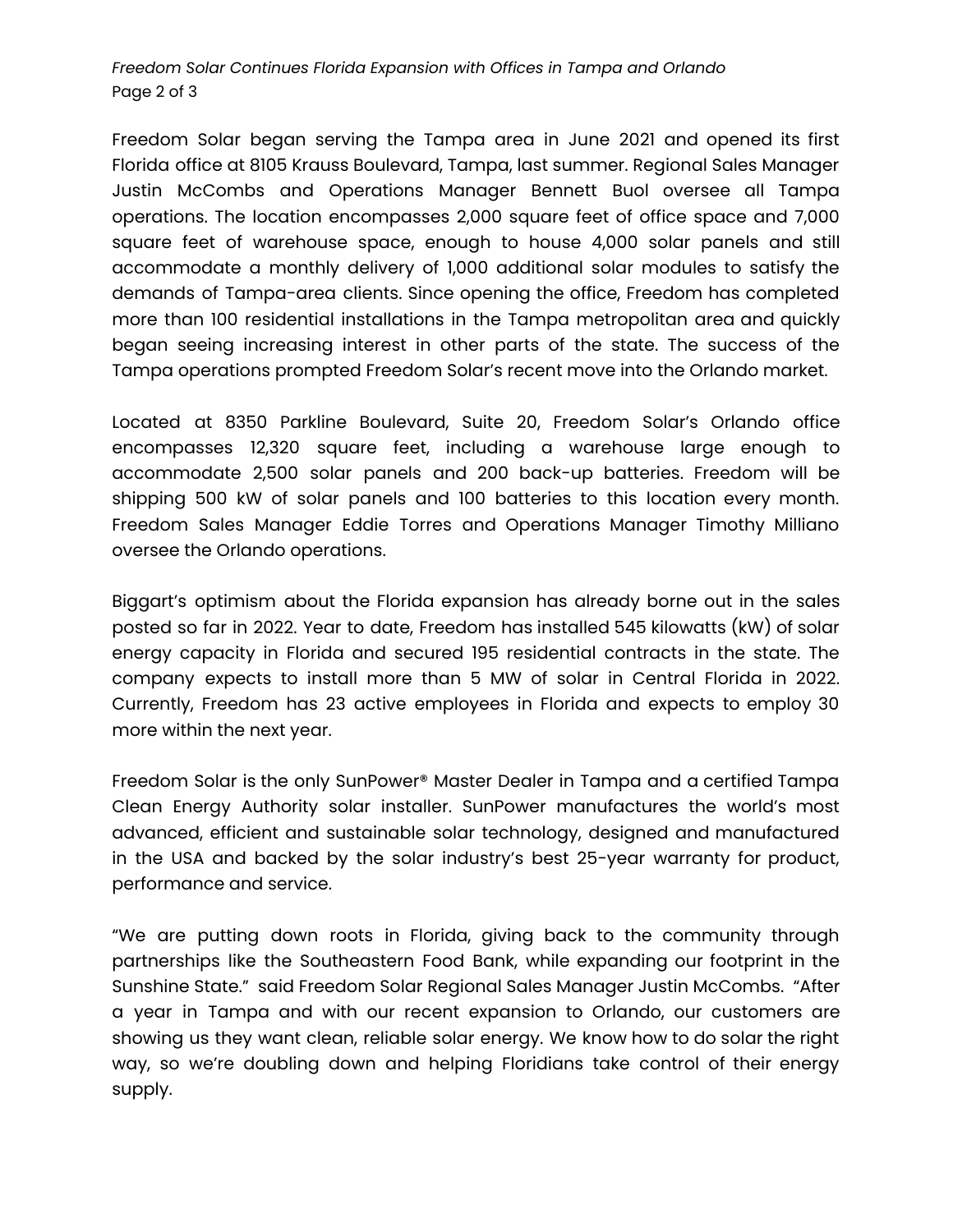Freedom Solar began serving the Tampa area in June 2021 and opened its first Florida office at 8105 Krauss Boulevard, Tampa, last summer. Regional Sales Manager Justin McCombs and Operations Manager Bennett Buol oversee all Tampa operations. The location encompasses 2,000 square feet of office space and 7,000 square feet of warehouse space, enough to house 4,000 solar panels and still accommodate a monthly delivery of 1,000 additional solar modules to satisfy the demands of Tampa-area clients. Since opening the office, Freedom has completed more than 100 residential installations in the Tampa metropolitan area and quickly began seeing increasing interest in other parts of the state. The success of the Tampa operations prompted Freedom Solar's recent move into the Orlando market.

Located at 8350 Parkline Boulevard, Suite 20, Freedom Solar's Orlando office encompasses 12,320 square feet, including a warehouse large enough to accommodate 2,500 solar panels and 200 back-up batteries. Freedom will be shipping 500 kW of solar panels and 100 batteries to this location every month. Freedom Sales Manager Eddie Torres and Operations Manager Timothy Milliano oversee the Orlando operations.

Biggart's optimism about the Florida expansion has already borne out in the sales posted so far in 2022. Year to date, Freedom has installed 545 kilowatts (kW) of solar energy capacity in Florida and secured 195 residential contracts in the state. The company expects to install more than 5 MW of solar in Central Florida in 2022. Currently, Freedom has 23 active employees in Florida and expects to employ 30 more within the next year.

Freedom Solar is the only SunPower® Master Dealer in Tampa and a certified Tampa Clean Energy Authority solar installer. SunPower manufactures the world's most advanced, efficient and sustainable solar technology, designed and manufactured in the USA and backed by the solar industry's best 25-year warranty for product, performance and service.

"We are putting down roots in Florida, giving back to the community through partnerships like the Southeastern Food Bank, while expanding our footprint in the Sunshine State." said Freedom Solar Regional Sales Manager Justin McCombs. "After a year in Tampa and with our recent expansion to Orlando, our customers are showing us they want clean, reliable solar energy. We know how to do solar the right way, so we're doubling down and helping Floridians take control of their energy supply.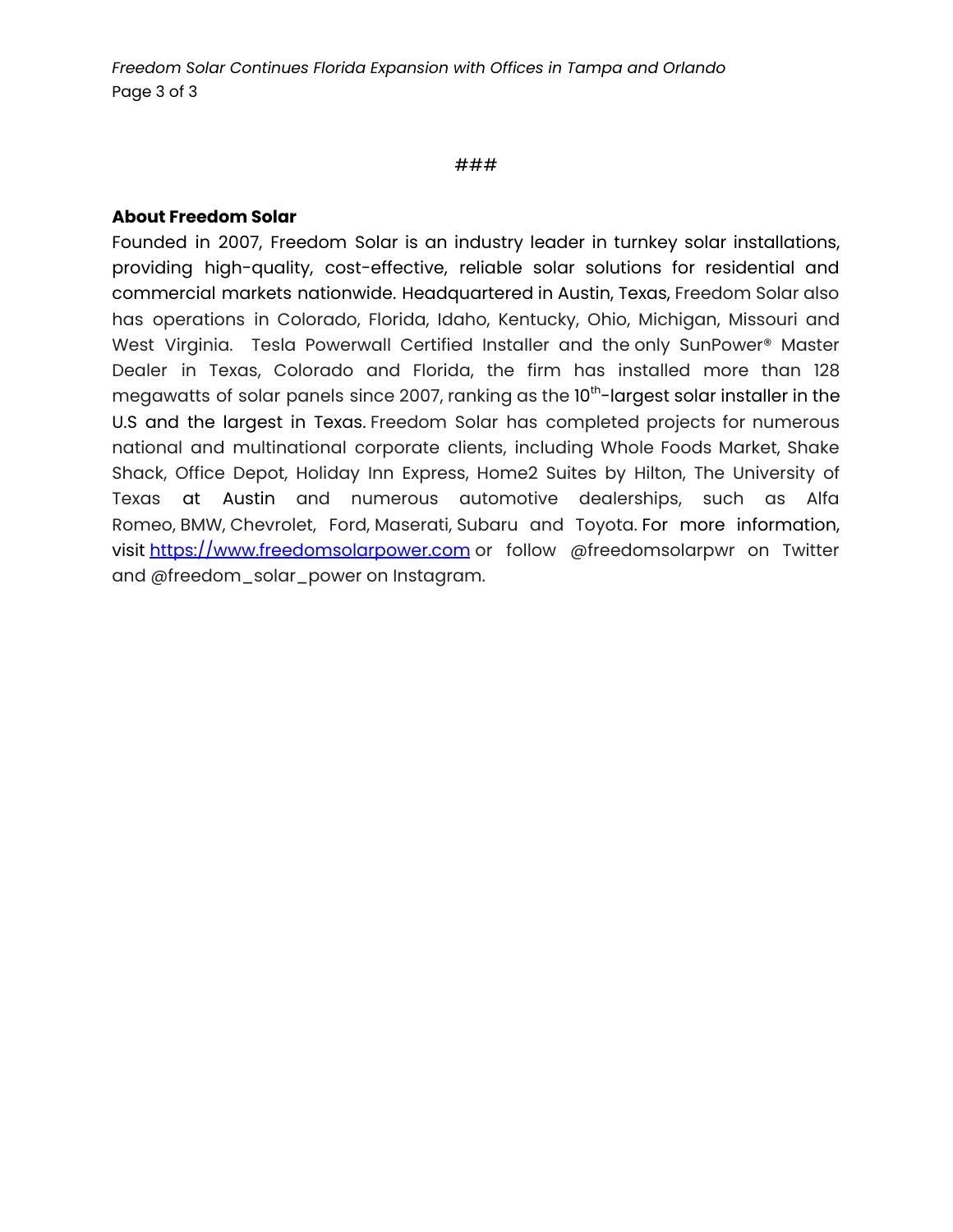###

**About Freedom Solar**

Founded in 2007, Freedom Solar is an industry leader in turnkey solar installations, providing high-quality, cost-effective, reliable solar solutions for residential and commercial markets nationwide. Headquartered in Austin, Texas, Freedom Solar also has operations in Colorado, Florida, Idaho, Kentucky, Ohio, Michigan, Missouri and West Virginia. Tesla Powerwall Certified Installer and the only SunPower® Master Dealer in Texas, Colorado and Florida, the firm has installed more than 128 megawatts of solar panels since 2007, ranking as the 10th-largest solar installer in the U.S and the largest in Texas. Freedom Solar has completed projects for numerous national and multinational corporate clients, including Whole Foods Market, Shake Shack, Office Depot, Holiday Inn Express, Home2 Suites by Hilton, The University of Texas at Austin and numerous automotive dealerships, such as Alfa Romeo, BMW, Chevrolet, Ford, Maserati, Subaru and Toyota. For more information, visit [https://www.freedomsolarpower.com](https://www.freedomsolarpower.com) or follow @freedomsolarpwr on Twitter and @freedom_solar_power on Instagram.